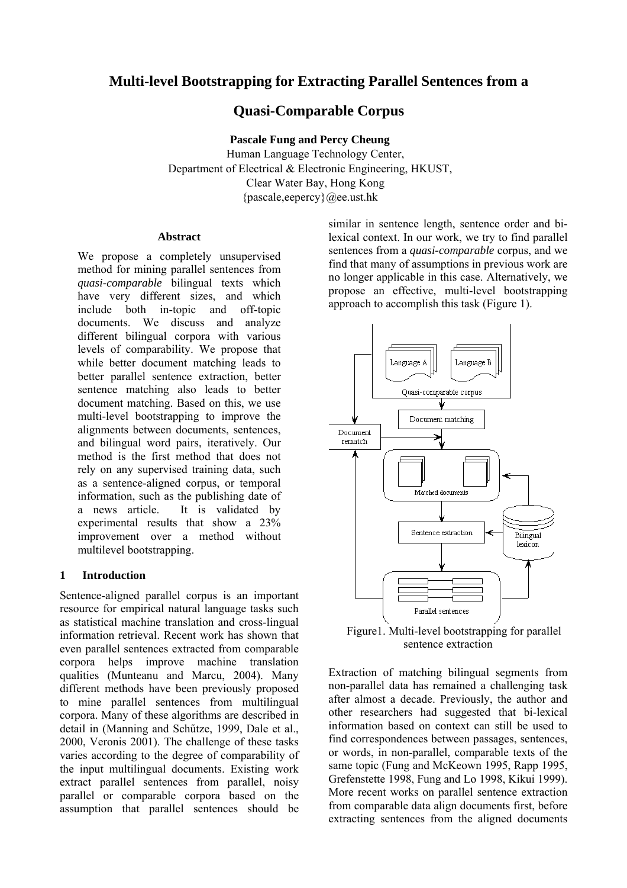# Multi-level Bootstrapping for Extracting Parallel Sentences from a Quasi-Comparable Corpus

**Pascale Fung and Percy Cheung**

Human Language Technology Center,
Department of Electrical & Electronic Engineering, HKUST,
Clear Water Bay, Hong Kong
{pascale,eepercy}@ee.ust.hk

### Abstract

We propose a completely unsupervised method for mining parallel sentences from *quasi-comparable* bilingual texts which have very different sizes, and which include both in-topic and off-topic documents. We discuss and analyze different bilingual corpora with various levels of comparability. We propose that while better document matching leads to better parallel sentence extraction, better sentence matching also leads to better document matching. Based on this, we use multi-level bootstrapping to improve the alignments between documents, sentences, and bilingual word pairs, iteratively. Our method is the first method that does not rely on any supervised training data, such as a sentence-aligned corpus, or temporal information, such as the publishing date of a news article. It is validated by experimental results that show a 23% improvement over a method without multilevel bootstrapping.

## 1 Introduction

Sentence-aligned parallel corpus is an important resource for empirical natural language tasks such as statistical machine translation and cross-lingual information retrieval. Recent work has shown that even parallel sentences extracted from comparable corpora helps improve machine translation qualities (Munteanu and Marcu, 2004). Many different methods have been previously proposed to mine parallel sentences from multilingual corpora. Many of these algorithms are described in detail in (Manning and Schűtze, 1999, Dale et al., 2000, Veronis 2001). The challenge of these tasks varies according to the degree of comparability of the input multilingual documents. Existing work extract parallel sentences from parallel, noisy parallel or comparable corpora based on the assumption that parallel sentences should be similar in sentence length, sentence order and bi-lexical context. In our work, we try to find parallel sentences from a *quasi-comparable* corpus, and we find that many of assumptions in previous work are no longer applicable in this case. Alternatively, we propose an effective, multi-level bootstrapping approach to accomplish this task (Figure 1).

Figure1. Multi-level bootstrapping for parallel sentence extraction

Extraction of matching bilingual segments from non-parallel data has remained a challenging task after almost a decade. Previously, the author and other researchers had suggested that bi-lexical information based on context can still be used to find correspondences between passages, sentences, or words, in non-parallel, comparable texts of the same topic (Fung and McKeown 1995, Rapp 1995, Grefenstette 1998, Fung and Lo 1998, Kikui 1999). More recent works on parallel sentence extraction from comparable data align documents first, before extracting sentences from the aligned documents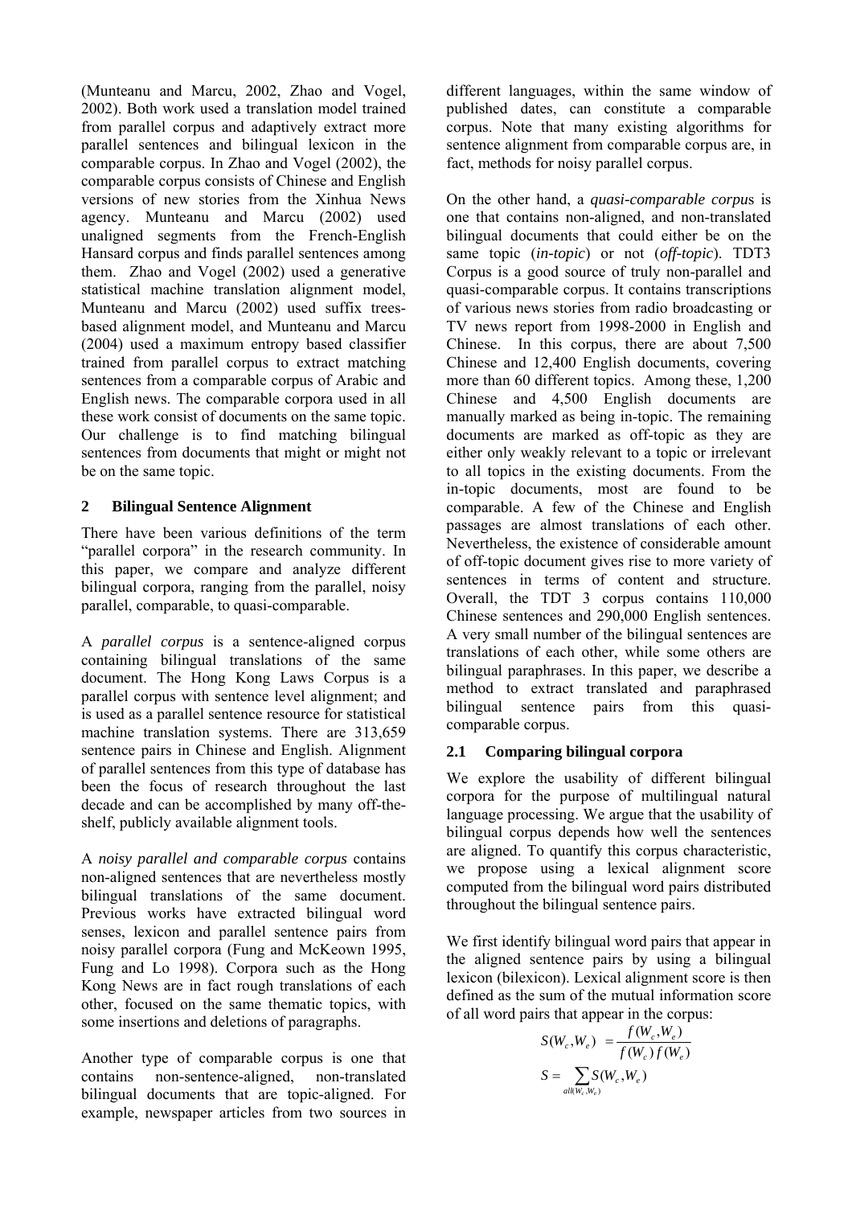(Munteanu and Marcu, 2002, Zhao and Vogel, 2002). Both work used a translation model trained from parallel corpus and adaptively extract more parallel sentences and bilingual lexicon in the comparable corpus. In Zhao and Vogel (2002), the comparable corpus consists of Chinese and English versions of new stories from the Xinhua News agency. Munteanu and Marcu (2002) used unaligned segments from the French-English Hansard corpus and finds parallel sentences among them. Zhao and Vogel (2002) used a generative statistical machine translation alignment model, Munteanu and Marcu (2002) used suffix trees-based alignment model, and Munteanu and Marcu (2004) used a maximum entropy based classifier trained from parallel corpus to extract matching sentences from a comparable corpus of Arabic and English news. The comparable corpora used in all these work consist of documents on the same topic. Our challenge is to find matching bilingual sentences from documents that might or might not be on the same topic.

## 2 Bilingual Sentence Alignment

There have been various definitions of the term "parallel corpora" in the research community. In this paper, we compare and analyze different bilingual corpora, ranging from the parallel, noisy parallel, comparable, to quasi-comparable.

A *parallel corpus* is a sentence-aligned corpus containing bilingual translations of the same document. The Hong Kong Laws Corpus is a parallel corpus with sentence level alignment; and is used as a parallel sentence resource for statistical machine translation systems. There are 313,659 sentence pairs in Chinese and English. Alignment of parallel sentences from this type of database has been the focus of research throughout the last decade and can be accomplished by many off-the-shelf, publicly available alignment tools.

A *noisy parallel and comparable corpus* contains non-aligned sentences that are nevertheless mostly bilingual translations of the same document. Previous works have extracted bilingual word senses, lexicon and parallel sentence pairs from noisy parallel corpora (Fung and McKeown 1995, Fung and Lo 1998). Corpora such as the Hong Kong News are in fact rough translations of each other, focused on the same thematic topics, with some insertions and deletions of paragraphs.

Another type of comparable corpus is one that contains non-sentence-aligned, non-translated bilingual documents that are topic-aligned. For example, newspaper articles from two sources in different languages, within the same window of published dates, can constitute a comparable corpus. Note that many existing algorithms for sentence alignment from comparable corpus are, in fact, methods for noisy parallel corpus.

On the other hand, a *quasi-comparable corpus* is one that contains non-aligned, and non-translated bilingual documents that could either be on the same topic (*in-topic*) or not (*off-topic*). TDT3 Corpus is a good source of truly non-parallel and quasi-comparable corpus. It contains transcriptions of various news stories from radio broadcasting or TV news report from 1998-2000 in English and Chinese. In this corpus, there are about 7,500 Chinese and 12,400 English documents, covering more than 60 different topics. Among these, 1,200 Chinese and 4,500 English documents are manually marked as being in-topic. The remaining documents are marked as off-topic as they are either only weakly relevant to a topic or irrelevant to all topics in the existing documents. From the in-topic documents, most are found to be comparable. A few of the Chinese and English passages are almost translations of each other. Nevertheless, the existence of considerable amount of off-topic document gives rise to more variety of sentences in terms of content and structure. Overall, the TDT 3 corpus contains 110,000 Chinese sentences and 290,000 English sentences. A very small number of the bilingual sentences are translations of each other, while some others are bilingual paraphrases. In this paper, we describe a method to extract translated and paraphrased bilingual sentence pairs from this quasi-comparable corpus.

### 2.1 Comparing bilingual corpora

We explore the usability of different bilingual corpora for the purpose of multilingual natural language processing. We argue that the usability of bilingual corpus depends how well the sentences are aligned. To quantify this corpus characteristic, we propose using a lexical alignment score computed from the bilingual word pairs distributed throughout the bilingual sentence pairs.

We first identify bilingual word pairs that appear in the aligned sentence pairs by using a bilingual lexicon (bilexicon). Lexical alignment score is then defined as the sum of the mutual information score of all word pairs that appear in the corpus:

$$S(W_c, W_e) = \frac{f(W_c, W_e)}{f(W_c)\, f(W_e)}$$

$$S = \sum_{all(W_c, W_e)} S(W_c, W_e)$$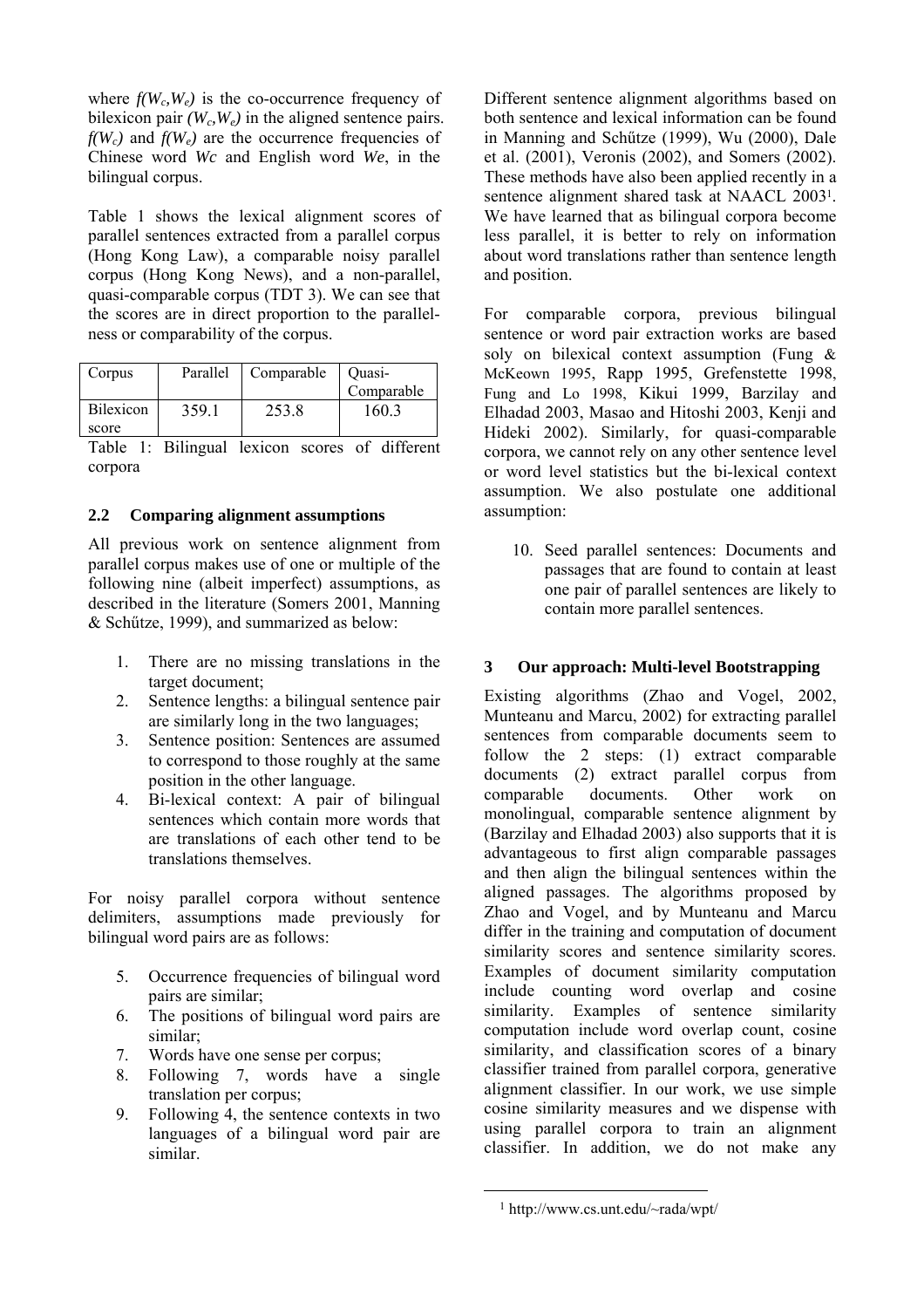where $f(W_c,W_e)$ is the co-occurrence frequency of bilexicon pair $(W_c,W_e)$ in the aligned sentence pairs. $f(W_c)$ and $f(W_e)$ are the occurrence frequencies of Chinese word *Wc* and English word *We*, in the bilingual corpus.

Table 1 shows the lexical alignment scores of parallel sentences extracted from a parallel corpus (Hong Kong Law), a comparable noisy parallel corpus (Hong Kong News), and a non-parallel, quasi-comparable corpus (TDT 3). We can see that the scores are in direct proportion to the parallelness or comparability of the corpus.

| Corpus | Parallel | Comparable | Quasi-Comparable |
|---|---|---|---|
| Bilexicon score | 359.1 | 253.8 | 160.3 |

Table 1: Bilingual lexicon scores of different corpora

## 2.2 Comparing alignment assumptions

All previous work on sentence alignment from parallel corpus makes use of one or multiple of the following nine (albeit imperfect) assumptions, as described in the literature (Somers 2001, Manning & Schűtze, 1999), and summarized as below:

1. There are no missing translations in the target document;
2. Sentence lengths: a bilingual sentence pair are similarly long in the two languages;
3. Sentence position: Sentences are assumed to correspond to those roughly at the same position in the other language.
4. Bi-lexical context: A pair of bilingual sentences which contain more words that are translations of each other tend to be translations themselves.

For noisy parallel corpora without sentence delimiters, assumptions made previously for bilingual word pairs are as follows:

5. Occurrence frequencies of bilingual word pairs are similar;
6. The positions of bilingual word pairs are similar;
7. Words have one sense per corpus;
8. Following 7, words have a single translation per corpus;
9. Following 4, the sentence contexts in two languages of a bilingual word pair are similar.

Different sentence alignment algorithms based on both sentence and lexical information can be found in Manning and Schűtze (1999), Wu (2000), Dale et al. (2001), Veronis (2002), and Somers (2002). These methods have also been applied recently in a sentence alignment shared task at NAACL 2003[1]. We have learned that as bilingual corpora become less parallel, it is better to rely on information about word translations rather than sentence length and position.

For comparable corpora, previous bilingual sentence or word pair extraction works are based soly on bilexical context assumption (Fung & McKeown 1995, Rapp 1995, Grefenstette 1998, Fung and Lo 1998, Kikui 1999, Barzilay and Elhadad 2003, Masao and Hitoshi 2003, Kenji and Hideki 2002). Similarly, for quasi-comparable corpora, we cannot rely on any other sentence level or word level statistics but the bi-lexical context assumption. We also postulate one additional assumption:

10. Seed parallel sentences: Documents and passages that are found to contain at least one pair of parallel sentences are likely to contain more parallel sentences.

## 3 Our approach: Multi-level Bootstrapping

Existing algorithms (Zhao and Vogel, 2002, Munteanu and Marcu, 2002) for extracting parallel sentences from comparable documents seem to follow the 2 steps: (1) extract comparable documents (2) extract parallel corpus from comparable documents. Other work on monolingual, comparable sentence alignment by (Barzilay and Elhadad 2003) also supports that it is advantageous to first align comparable passages and then align the bilingual sentences within the aligned passages. The algorithms proposed by Zhao and Vogel, and by Munteanu and Marcu differ in the training and computation of document similarity scores and sentence similarity scores. Examples of document similarity computation include counting word overlap and cosine similarity. Examples of sentence similarity computation include word overlap count, cosine similarity, and classification scores of a binary classifier trained from parallel corpora, generative alignment classifier. In our work, we use simple cosine similarity measures and we dispense with using parallel corpora to train an alignment classifier. In addition, we do not make any

[1] http://www.cs.unt.edu/~rada/wpt/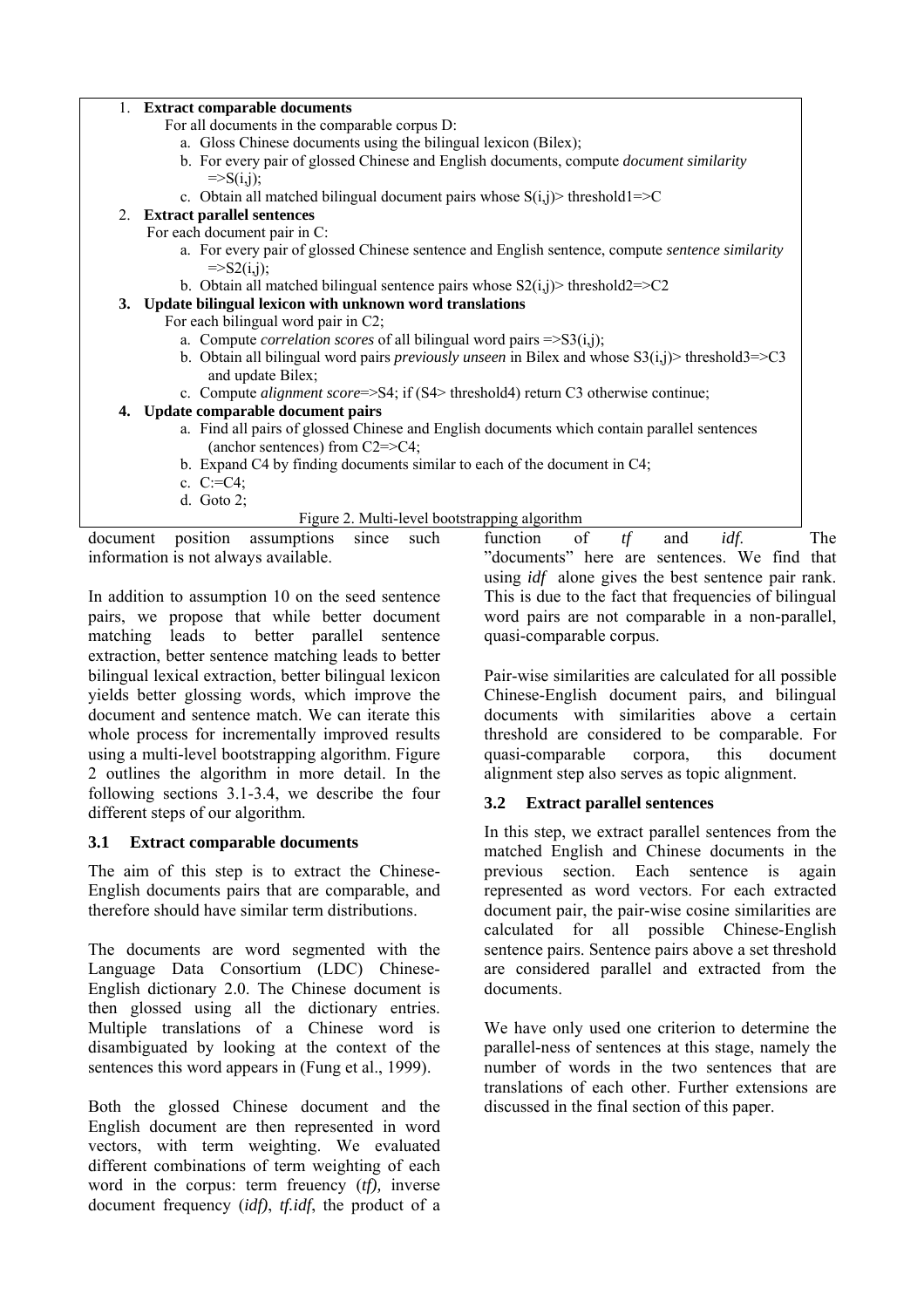1. **Extract comparable documents**

   For all documents in the comparable corpus D:

   a. Gloss Chinese documents using the bilingual lexicon (Bilex);
   b. For every pair of glossed Chinese and English documents, compute *document similarity* =>S(i,j);
   c. Obtain all matched bilingual document pairs whose S(i,j)> threshold1=>C

2. **Extract parallel sentences**

   For each document pair in C:

   a. For every pair of glossed Chinese sentence and English sentence, compute *sentence similarity* =>S2(i,j);
   b. Obtain all matched bilingual sentence pairs whose S2(i,j)> threshold2=>C2

3. **Update bilingual lexicon with unknown word translations**

   For each bilingual word pair in C2;

   a. Compute *correlation scores* of all bilingual word pairs =>S3(i,j);
   b. Obtain all bilingual word pairs *previously unseen* in Bilex and whose S3(i,j)> threshold3=>C3 and update Bilex;
   c. Compute *alignment score*=>S4; if (S4> threshold4) return C3 otherwise continue;

4. **Update comparable document pairs**

   a. Find all pairs of glossed Chinese and English documents which contain parallel sentences (anchor sentences) from C2=>C4;
   b. Expand C4 by finding documents similar to each of the document in C4;
   c. C:=C4;
   d. Goto 2;

Figure 2. Multi-level bootstrapping algorithm

document position assumptions since such information is not always available.

In addition to assumption 10 on the seed sentence pairs, we propose that while better document matching leads to better parallel sentence extraction, better sentence matching leads to better bilingual lexical extraction, better bilingual lexicon yields better glossing words, which improve the document and sentence match. We can iterate this whole process for incrementally improved results using a multi-level bootstrapping algorithm. Figure 2 outlines the algorithm in more detail. In the following sections 3.1-3.4, we describe the four different steps of our algorithm.

### 3.1 Extract comparable documents

The aim of this step is to extract the Chinese-English documents pairs that are comparable, and therefore should have similar term distributions.

The documents are word segmented with the Language Data Consortium (LDC) Chinese-English dictionary 2.0. The Chinese document is then glossed using all the dictionary entries. Multiple translations of a Chinese word is disambiguated by looking at the context of the sentences this word appears in (Fung et al., 1999).

Both the glossed Chinese document and the English document are then represented in word vectors, with term weighting. We evaluated different combinations of term weighting of each word in the corpus: term freuency (*tf),* inverse document frequency (*idf)*, *tf.idf*, the product of a function of *tf* and *idf*. The "documents" here are sentences. We find that using *idf* alone gives the best sentence pair rank. This is due to the fact that frequencies of bilingual word pairs are not comparable in a non-parallel, quasi-comparable corpus.

Pair-wise similarities are calculated for all possible Chinese-English document pairs, and bilingual documents with similarities above a certain threshold are considered to be comparable. For quasi-comparable corpora, this document alignment step also serves as topic alignment.

### 3.2 Extract parallel sentences

In this step, we extract parallel sentences from the matched English and Chinese documents in the previous section. Each sentence is again represented as word vectors. For each extracted document pair, the pair-wise cosine similarities are calculated for all possible Chinese-English sentence pairs. Sentence pairs above a set threshold are considered parallel and extracted from the documents.

We have only used one criterion to determine the parallel-ness of sentences at this stage, namely the number of words in the two sentences that are translations of each other. Further extensions are discussed in the final section of this paper.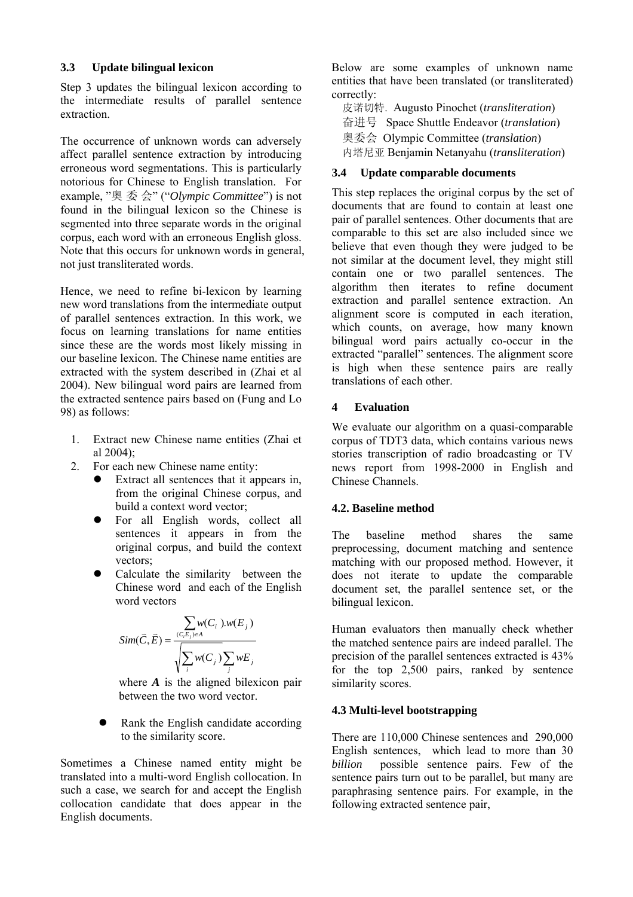### 3.3 Update bilingual lexicon

Step 3 updates the bilingual lexicon according to the intermediate results of parallel sentence extraction.

The occurrence of unknown words can adversely affect parallel sentence extraction by introducing erroneous word segmentations. This is particularly notorious for Chinese to English translation. For example, "奥 委 会" ("*Olympic Committee*") is not found in the bilingual lexicon so the Chinese is segmented into three separate words in the original corpus, each word with an erroneous English gloss. Note that this occurs for unknown words in general, not just transliterated words.

Hence, we need to refine bi-lexicon by learning new word translations from the intermediate output of parallel sentences extraction. In this work, we focus on learning translations for name entities since these are the words most likely missing in our baseline lexicon. The Chinese name entities are extracted with the system described in (Zhai et al 2004). New bilingual word pairs are learned from the extracted sentence pairs based on (Fung and Lo 98) as follows:

1. Extract new Chinese name entities (Zhai et al 2004);
2. For each new Chinese name entity:
   - Extract all sentences that it appears in, from the original Chinese corpus, and build a context word vector;
   - For all English words, collect all sentences it appears in from the original corpus, and build the context vectors;
   - Calculate the similarity between the Chinese word and each of the English word vectors

     $$Sim(\vec{C}, \vec{E}) = \frac{\sum_{(C_i E_j) \in A} w(C_i).w(E_j)}{\sqrt{\sum_i w(C_j) \sum_j wE_j}}$$

     where ***A*** is the aligned bilexicon pair between the two word vector.
   - Rank the English candidate according to the similarity score.

Sometimes a Chinese named entity might be translated into a multi-word English collocation. In such a case, we search for and accept the English collocation candidate that does appear in the English documents.

Below are some examples of unknown name entities that have been translated (or transliterated) correctly:

皮诺切特. Augusto Pinochet (*transliteration*)
奋进号 Space Shuttle Endeavor (*translation*)
奥委会 Olympic Committee (*translation*)
内塔尼亚 Benjamin Netanyahu (*transliteration*)

### 3.4 Update comparable documents

This step replaces the original corpus by the set of documents that are found to contain at least one pair of parallel sentences. Other documents that are comparable to this set are also included since we believe that even though they were judged to be not similar at the document level, they might still contain one or two parallel sentences. The algorithm then iterates to refine document extraction and parallel sentence extraction. An alignment score is computed in each iteration, which counts, on average, how many known bilingual word pairs actually co-occur in the extracted "parallel" sentences. The alignment score is high when these sentence pairs are really translations of each other.

## 4 Evaluation

We evaluate our algorithm on a quasi-comparable corpus of TDT3 data, which contains various news stories transcription of radio broadcasting or TV news report from 1998-2000 in English and Chinese Channels.

### 4.2. Baseline method

The baseline method shares the same preprocessing, document matching and sentence matching with our proposed method. However, it does not iterate to update the comparable document set, the parallel sentence set, or the bilingual lexicon.

Human evaluators then manually check whether the matched sentence pairs are indeed parallel. The precision of the parallel sentences extracted is 43% for the top 2,500 pairs, ranked by sentence similarity scores.

### 4.3 Multi-level bootstrapping

There are 110,000 Chinese sentences and 290,000 English sentences, which lead to more than 30 *billion* possible sentence pairs. Few of the sentence pairs turn out to be parallel, but many are paraphrasing sentence pairs. For example, in the following extracted sentence pair,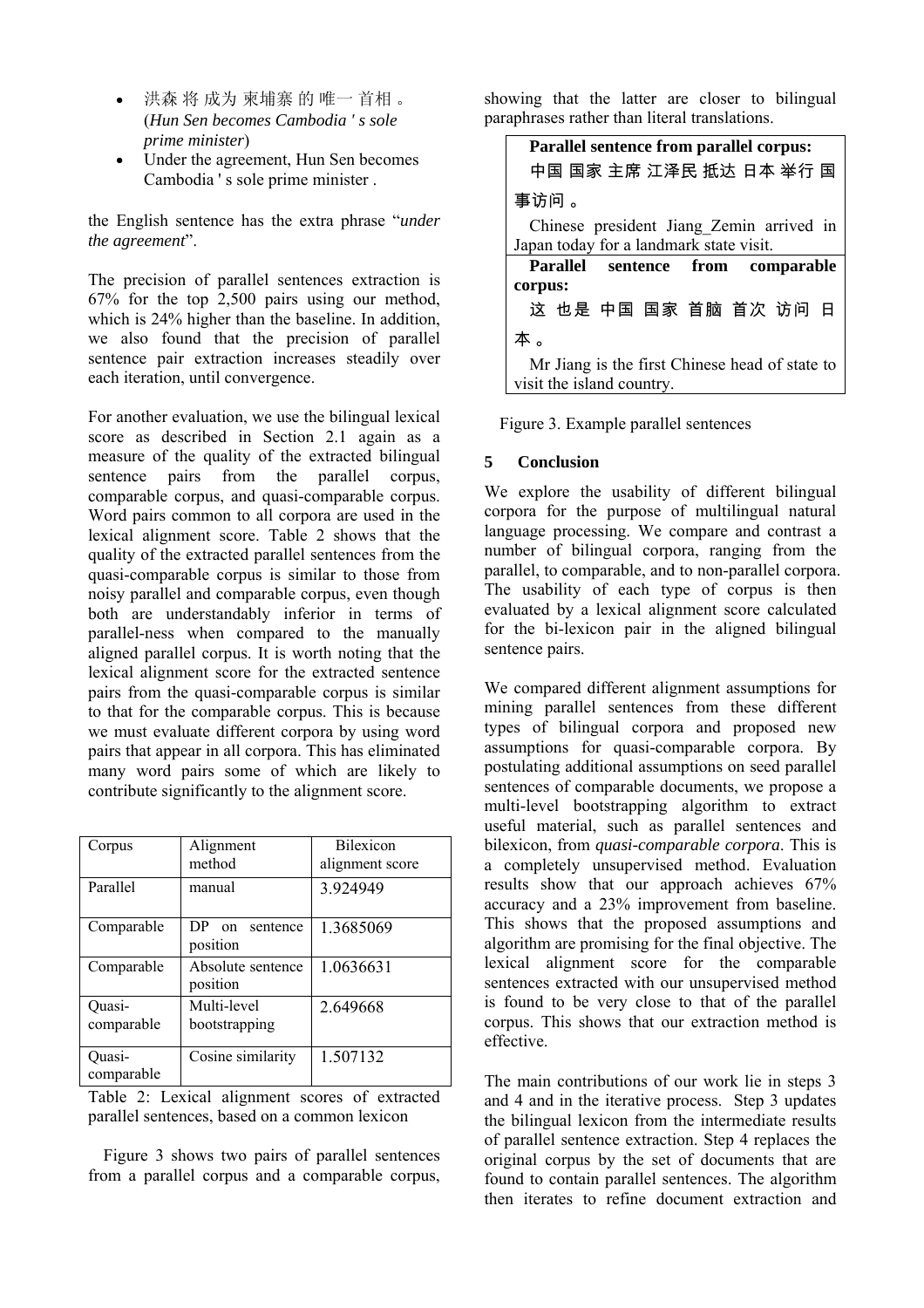- 洪森 将 成为 柬埔寨 的 唯一 首相 。 (*Hun Sen becomes Cambodia ' s sole prime minister*)
- Under the agreement, Hun Sen becomes Cambodia ' s sole prime minister .

the English sentence has the extra phrase "*under the agreement*".

The precision of parallel sentences extraction is 67% for the top 2,500 pairs using our method, which is 24% higher than the baseline. In addition, we also found that the precision of parallel sentence pair extraction increases steadily over each iteration, until convergence.

For another evaluation, we use the bilingual lexical score as described in Section 2.1 again as a measure of the quality of the extracted bilingual sentence pairs from the parallel corpus, comparable corpus, and quasi-comparable corpus. Word pairs common to all corpora are used in the lexical alignment score. Table 2 shows that the quality of the extracted parallel sentences from the quasi-comparable corpus is similar to those from noisy parallel and comparable corpus, even though both are understandably inferior in terms of parallel-ness when compared to the manually aligned parallel corpus. It is worth noting that the lexical alignment score for the extracted sentence pairs from the quasi-comparable corpus is similar to that for the comparable corpus. This is because we must evaluate different corpora by using word pairs that appear in all corpora. This has eliminated many word pairs some of which are likely to contribute significantly to the alignment score.

| Corpus | Alignment method | Bilexicon alignment score |
|---|---|---|
| Parallel | manual | 3.924949 |
| Comparable | DP on sentence position | 1.3685069 |
| Comparable | Absolute sentence position | 1.0636631 |
| Quasi-comparable | Multi-level bootstrapping | 2.649668 |
| Quasi-comparable | Cosine similarity | 1.507132 |

Table 2: Lexical alignment scores of extracted parallel sentences, based on a common lexicon

Figure 3 shows two pairs of parallel sentences from a parallel corpus and a comparable corpus, showing that the latter are closer to bilingual paraphrases rather than literal translations.

| **Parallel sentence from parallel corpus:** |
|---|
| 中国 国家 主席 江泽民 抵达 日本 举行 国事访问 。 |
| Chinese president Jiang_Zemin arrived in Japan today for a landmark state visit. |
| **Parallel sentence from comparable corpus:** |
| 这 也是 中国 国家 首脑 首次 访问 日本 。 |
| Mr Jiang is the first Chinese head of state to visit the island country. |

Figure 3. Example parallel sentences

## 5 Conclusion

We explore the usability of different bilingual corpora for the purpose of multilingual natural language processing. We compare and contrast a number of bilingual corpora, ranging from the parallel, to comparable, and to non-parallel corpora. The usability of each type of corpus is then evaluated by a lexical alignment score calculated for the bi-lexicon pair in the aligned bilingual sentence pairs.

We compared different alignment assumptions for mining parallel sentences from these different types of bilingual corpora and proposed new assumptions for quasi-comparable corpora. By postulating additional assumptions on seed parallel sentences of comparable documents, we propose a multi-level bootstrapping algorithm to extract useful material, such as parallel sentences and bilexicon, from *quasi-comparable corpora*. This is a completely unsupervised method. Evaluation results show that our approach achieves 67% accuracy and a 23% improvement from baseline. This shows that the proposed assumptions and algorithm are promising for the final objective. The lexical alignment score for the comparable sentences extracted with our unsupervised method is found to be very close to that of the parallel corpus. This shows that our extraction method is effective.

The main contributions of our work lie in steps 3 and 4 and in the iterative process. Step 3 updates the bilingual lexicon from the intermediate results of parallel sentence extraction. Step 4 replaces the original corpus by the set of documents that are found to contain parallel sentences. The algorithm then iterates to refine document extraction and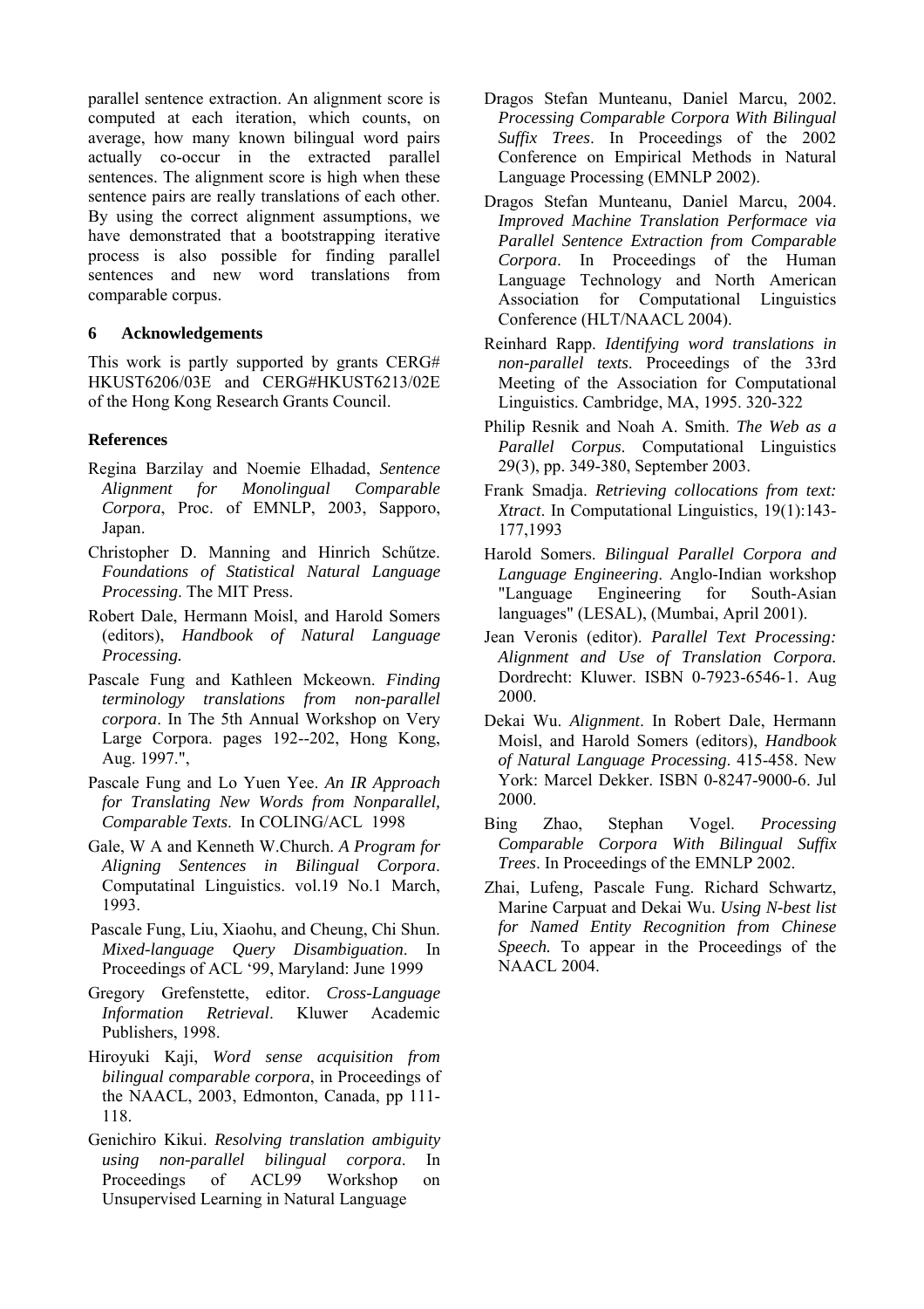parallel sentence extraction. An alignment score is computed at each iteration, which counts, on average, how many known bilingual word pairs actually co-occur in the extracted parallel sentences. The alignment score is high when these sentence pairs are really translations of each other. By using the correct alignment assumptions, we have demonstrated that a bootstrapping iterative process is also possible for finding parallel sentences and new word translations from comparable corpus.

## 6 Acknowledgements

This work is partly supported by grants CERG# HKUST6206/03E and CERG#HKUST6213/02E of the Hong Kong Research Grants Council.

## References

Regina Barzilay and Noemie Elhadad, *Sentence Alignment for Monolingual Comparable Corpora*, Proc. of EMNLP, 2003, Sapporo, Japan.

Christopher D. Manning and Hinrich Schűtze. *Foundations of Statistical Natural Language Processing*. The MIT Press.

Robert Dale, Hermann Moisl, and Harold Somers (editors), *Handbook of Natural Language Processing.*

Pascale Fung and Kathleen Mckeown. *Finding terminology translations from non-parallel corpora*. In The 5th Annual Workshop on Very Large Corpora. pages 192--202, Hong Kong, Aug. 1997.",

Pascale Fung and Lo Yuen Yee. *An IR Approach for Translating New Words from Nonparallel, Comparable Texts*. In COLING/ACL 1998

Gale, W A and Kenneth W.Church. *A Program for Aligning Sentences in Bilingual Corpora*. Computatinal Linguistics. vol.19 No.1 March, 1993.

Pascale Fung, Liu, Xiaohu, and Cheung, Chi Shun. *Mixed-language Query Disambiguation*. In Proceedings of ACL '99, Maryland: June 1999

Gregory Grefenstette, editor. *Cross-Language Information Retrieval*. Kluwer Academic Publishers, 1998.

Hiroyuki Kaji, *Word sense acquisition from bilingual comparable corpora*, in Proceedings of the NAACL, 2003, Edmonton, Canada, pp 111-118.

Genichiro Kikui. *Resolving translation ambiguity using non-parallel bilingual corpora*. In Proceedings of ACL99 Workshop on Unsupervised Learning in Natural Language

Dragos Stefan Munteanu, Daniel Marcu, 2002. *Processing Comparable Corpora With Bilingual Suffix Trees*. In Proceedings of the 2002 Conference on Empirical Methods in Natural Language Processing (EMNLP 2002).

Dragos Stefan Munteanu, Daniel Marcu, 2004. *Improved Machine Translation Performace via Parallel Sentence Extraction from Comparable Corpora*. In Proceedings of the Human Language Technology and North American Association for Computational Linguistics Conference (HLT/NAACL 2004).

Reinhard Rapp. *Identifying word translations in non-parallel texts*. Proceedings of the 33rd Meeting of the Association for Computational Linguistics. Cambridge, MA, 1995. 320-322

Philip Resnik and Noah A. Smith. *The Web as a Parallel Corpus*. Computational Linguistics 29(3), pp. 349-380, September 2003.

Frank Smadja. *Retrieving collocations from text: Xtract*. In Computational Linguistics, 19(1):143-177,1993

Harold Somers. *Bilingual Parallel Corpora and Language Engineering*. Anglo-Indian workshop "Language Engineering for South-Asian languages" (LESAL), (Mumbai, April 2001).

Jean Veronis (editor). *Parallel Text Processing: Alignment and Use of Translation Corpora*. Dordrecht: Kluwer. ISBN 0-7923-6546-1. Aug 2000.

Dekai Wu. *Alignment*. In Robert Dale, Hermann Moisl, and Harold Somers (editors), *Handbook of Natural Language Processing*. 415-458. New York: Marcel Dekker. ISBN 0-8247-9000-6. Jul 2000.

Bing Zhao, Stephan Vogel. *Processing Comparable Corpora With Bilingual Suffix Trees*. In Proceedings of the EMNLP 2002.

Zhai, Lufeng, Pascale Fung. Richard Schwartz, Marine Carpuat and Dekai Wu. *Using N-best list for Named Entity Recognition from Chinese Speech.* To appear in the Proceedings of the NAACL 2004.